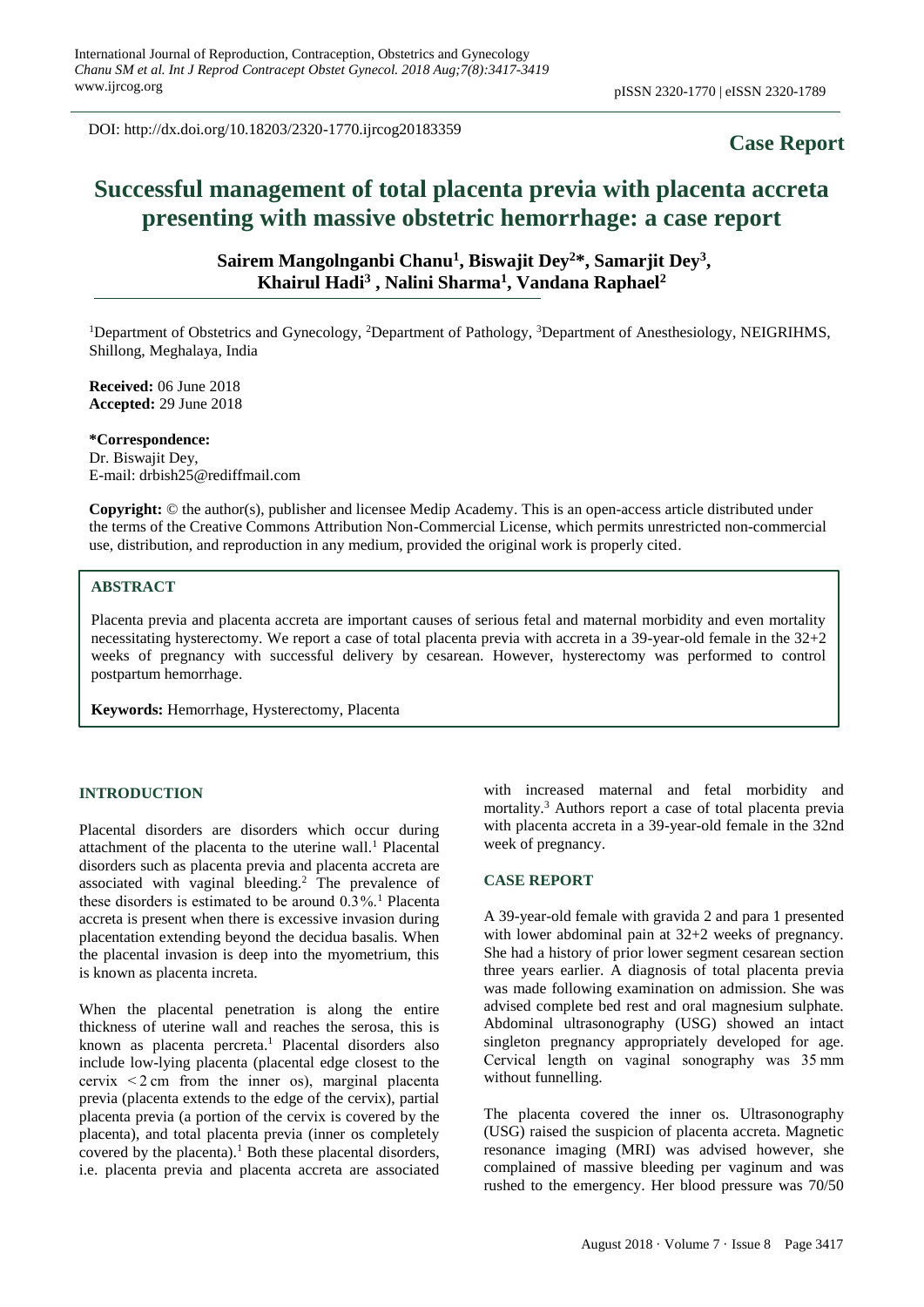DOI: http://dx.doi.org/10.18203/2320-1770.ijrcog20183359

**Case Report**

# Successful management of total placenta previa with placenta accreta presenting with massive obstetric hemorrhage: a case report

**Sairem Mangolnganbi Chanu[1], Biswajit Dey[2]*, Samarjit Dey[3], Khairul Hadi[3], Nalini Sharma[1], Vandana Raphael[2]**

[1]Department of Obstetrics and Gynecology, [2]Department of Pathology, [3]Department of Anesthesiology, NEIGRIHMS, Shillong, Meghalaya, India

**Received:** 06 June 2018
**Accepted:** 29 June 2018

**\*Correspondence:**
Dr. Biswajit Dey,
E-mail: drbish25@rediffmail.com

**Copyright:** © the author(s), publisher and licensee Medip Academy. This is an open-access article distributed under the terms of the Creative Commons Attribution Non-Commercial License, which permits unrestricted non-commercial use, distribution, and reproduction in any medium, provided the original work is properly cited.

## ABSTRACT

Placenta previa and placenta accreta are important causes of serious fetal and maternal morbidity and even mortality necessitating hysterectomy. We report a case of total placenta previa with accreta in a 39-year-old female in the 32+2 weeks of pregnancy with successful delivery by cesarean. However, hysterectomy was performed to control postpartum hemorrhage.

**Keywords:** Hemorrhage, Hysterectomy, Placenta

## INTRODUCTION

Placental disorders are disorders which occur during attachment of the placenta to the uterine wall.[1] Placental disorders such as placenta previa and placenta accreta are associated with vaginal bleeding.[2] The prevalence of these disorders is estimated to be around 0.3%.[1] Placenta accreta is present when there is excessive invasion during placentation extending beyond the decidua basalis. When the placental invasion is deep into the myometrium, this is known as placenta increta.

When the placental penetration is along the entire thickness of uterine wall and reaches the serosa, this is known as placenta percreta.[1] Placental disorders also include low-lying placenta (placental edge closest to the cervix $< 2$ cm from the inner os), marginal placenta previa (placenta extends to the edge of the cervix), partial placenta previa (a portion of the cervix is covered by the placenta), and total placenta previa (inner os completely covered by the placenta).[1] Both these placental disorders, i.e. placenta previa and placenta accreta are associated with increased maternal and fetal morbidity and mortality.[3] Authors report a case of total placenta previa with placenta accreta in a 39-year-old female in the 32nd week of pregnancy.

## CASE REPORT

A 39-year-old female with gravida 2 and para 1 presented with lower abdominal pain at 32+2 weeks of pregnancy. She had a history of prior lower segment cesarean section three years earlier. A diagnosis of total placenta previa was made following examination on admission. She was advised complete bed rest and oral magnesium sulphate. Abdominal ultrasonography (USG) showed an intact singleton pregnancy appropriately developed for age. Cervical length on vaginal sonography was 35 mm without funnelling.

The placenta covered the inner os. Ultrasonography (USG) raised the suspicion of placenta accreta. Magnetic resonance imaging (MRI) was advised however, she complained of massive bleeding per vaginum and was rushed to the emergency. Her blood pressure was 70/50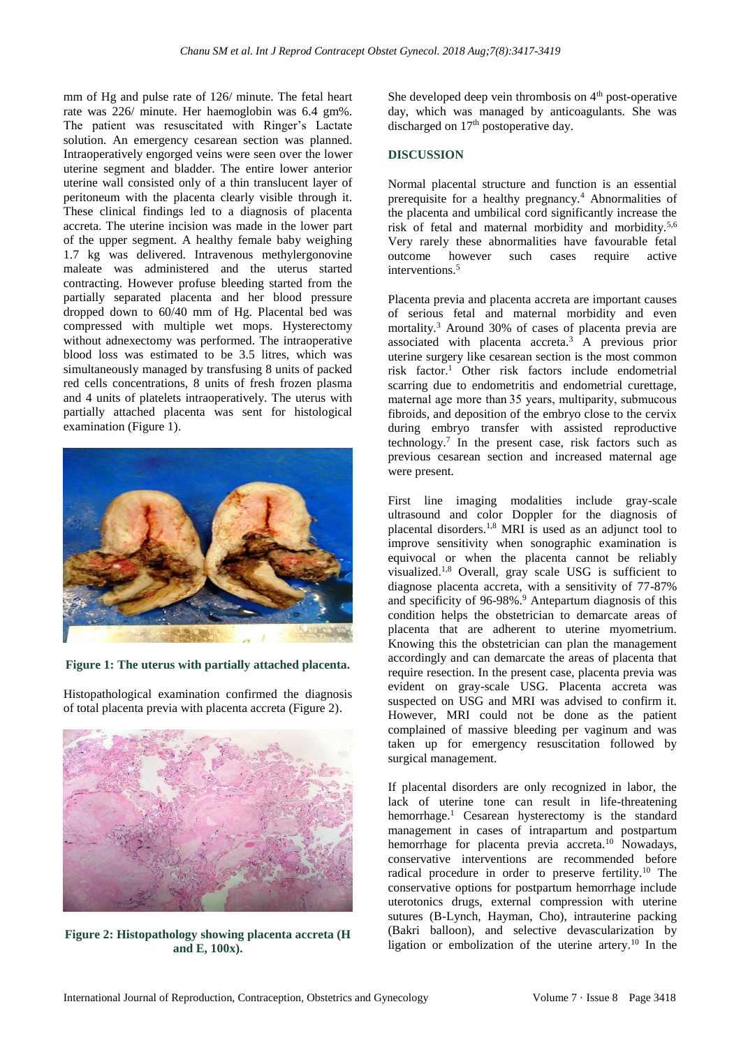mm of Hg and pulse rate of 126/ minute. The fetal heart rate was 226/ minute. Her haemoglobin was 6.4 gm%. The patient was resuscitated with Ringer's Lactate solution. An emergency cesarean section was planned. Intraoperatively engorged veins were seen over the lower uterine segment and bladder. The entire lower anterior uterine wall consisted only of a thin translucent layer of peritoneum with the placenta clearly visible through it. These clinical findings led to a diagnosis of placenta accreta. The uterine incision was made in the lower part of the upper segment. A healthy female baby weighing 1.7 kg was delivered. Intravenous methylergonovine maleate was administered and the uterus started contracting. However profuse bleeding started from the partially separated placenta and her blood pressure dropped down to 60/40 mm of Hg. Placental bed was compressed with multiple wet mops. Hysterectomy without adnexectomy was performed. The intraoperative blood loss was estimated to be 3.5 litres, which was simultaneously managed by transfusing 8 units of packed red cells concentrations, 8 units of fresh frozen plasma and 4 units of platelets intraoperatively. The uterus with partially attached placenta was sent for histological examination (Figure 1).

**Figure 1: The uterus with partially attached placenta.**

Histopathological examination confirmed the diagnosis of total placenta previa with placenta accreta (Figure 2).

**Figure 2: Histopathology showing placenta accreta (H and E, 100x).**

She developed deep vein thrombosis on 4th post-operative day, which was managed by anticoagulants. She was discharged on 17th postoperative day.

## DISCUSSION

Normal placental structure and function is an essential prerequisite for a healthy pregnancy.[4] Abnormalities of the placenta and umbilical cord significantly increase the risk of fetal and maternal morbidity and morbidity.[5,6] Very rarely these abnormalities have favourable fetal outcome however such cases require active interventions.[5]

Placenta previa and placenta accreta are important causes of serious fetal and maternal morbidity and even mortality.[3] Around 30% of cases of placenta previa are associated with placenta accreta.[3] A previous prior uterine surgery like cesarean section is the most common risk factor.[1] Other risk factors include endometrial scarring due to endometritis and endometrial curettage, maternal age more than 35 years, multiparity, submucous fibroids, and deposition of the embryo close to the cervix during embryo transfer with assisted reproductive technology.[7] In the present case, risk factors such as previous cesarean section and increased maternal age were present.

First line imaging modalities include gray-scale ultrasound and color Doppler for the diagnosis of placental disorders.[1,8] MRI is used as an adjunct tool to improve sensitivity when sonographic examination is equivocal or when the placenta cannot be reliably visualized.[1,8] Overall, gray scale USG is sufficient to diagnose placenta accreta, with a sensitivity of 77-87% and specificity of 96-98%.[9] Antepartum diagnosis of this condition helps the obstetrician to demarcate areas of placenta that are adherent to uterine myometrium. Knowing this the obstetrician can plan the management accordingly and can demarcate the areas of placenta that require resection. In the present case, placenta previa was evident on gray-scale USG. Placenta accreta was suspected on USG and MRI was advised to confirm it. However, MRI could not be done as the patient complained of massive bleeding per vaginum and was taken up for emergency resuscitation followed by surgical management.

If placental disorders are only recognized in labor, the lack of uterine tone can result in life-threatening hemorrhage.[1] Cesarean hysterectomy is the standard management in cases of intrapartum and postpartum hemorrhage for placenta previa accreta.[10] Nowadays, conservative interventions are recommended before radical procedure in order to preserve fertility.[10] The conservative options for postpartum hemorrhage include uterotonics drugs, external compression with uterine sutures (B-Lynch, Hayman, Cho), intrauterine packing (Bakri balloon), and selective devascularization by ligation or embolization of the uterine artery.[10] In the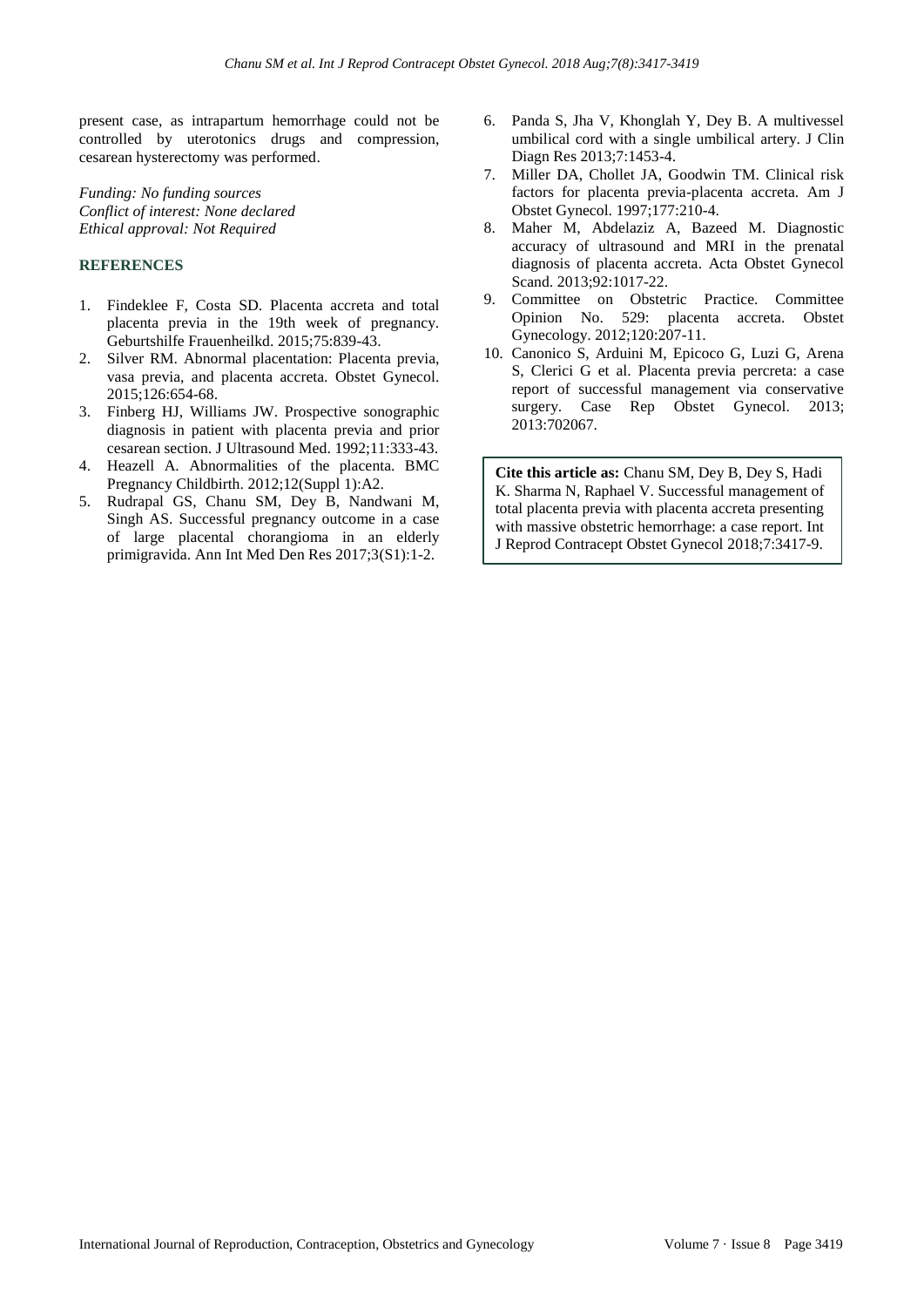present case, as intrapartum hemorrhage could not be controlled by uterotonics drugs and compression, cesarean hysterectomy was performed.

*Funding: No funding sources*
*Conflict of interest: None declared*
*Ethical approval: Not Required*

## REFERENCES

1. Findeklee F, Costa SD. Placenta accreta and total placenta previa in the 19th week of pregnancy. Geburtshilfe Frauenheilkd. 2015;75:839-43.
2. Silver RM. Abnormal placentation: Placenta previa, vasa previa, and placenta accreta. Obstet Gynecol. 2015;126:654-68.
3. Finberg HJ, Williams JW. Prospective sonographic diagnosis in patient with placenta previa and prior cesarean section. J Ultrasound Med. 1992;11:333-43.
4. Heazell A. Abnormalities of the placenta. BMC Pregnancy Childbirth. 2012;12(Suppl 1):A2.
5. Rudrapal GS, Chanu SM, Dey B, Nandwani M, Singh AS. Successful pregnancy outcome in a case of large placental chorangioma in an elderly primigravida. Ann Int Med Den Res 2017;3(S1):1-2.
6. Panda S, Jha V, Khonglah Y, Dey B. A multivessel umbilical cord with a single umbilical artery. J Clin Diagn Res 2013;7:1453-4.
7. Miller DA, Chollet JA, Goodwin TM. Clinical risk factors for placenta previa-placenta accreta. Am J Obstet Gynecol. 1997;177:210-4.
8. Maher M, Abdelaziz A, Bazeed M. Diagnostic accuracy of ultrasound and MRI in the prenatal diagnosis of placenta accreta. Acta Obstet Gynecol Scand. 2013;92:1017-22.
9. Committee on Obstetric Practice. Committee Opinion No. 529: placenta accreta. Obstet Gynecology. 2012;120:207-11.
10. Canonico S, Arduini M, Epicoco G, Luzi G, Arena S, Clerici G et al. Placenta previa percreta: a case report of successful management via conservative surgery. Case Rep Obstet Gynecol. 2013; 2013:702067.

**Cite this article as:** Chanu SM, Dey B, Dey S, Hadi K. Sharma N, Raphael V. Successful management of total placenta previa with placenta accreta presenting with massive obstetric hemorrhage: a case report. Int J Reprod Contracept Obstet Gynecol 2018;7:3417-9.